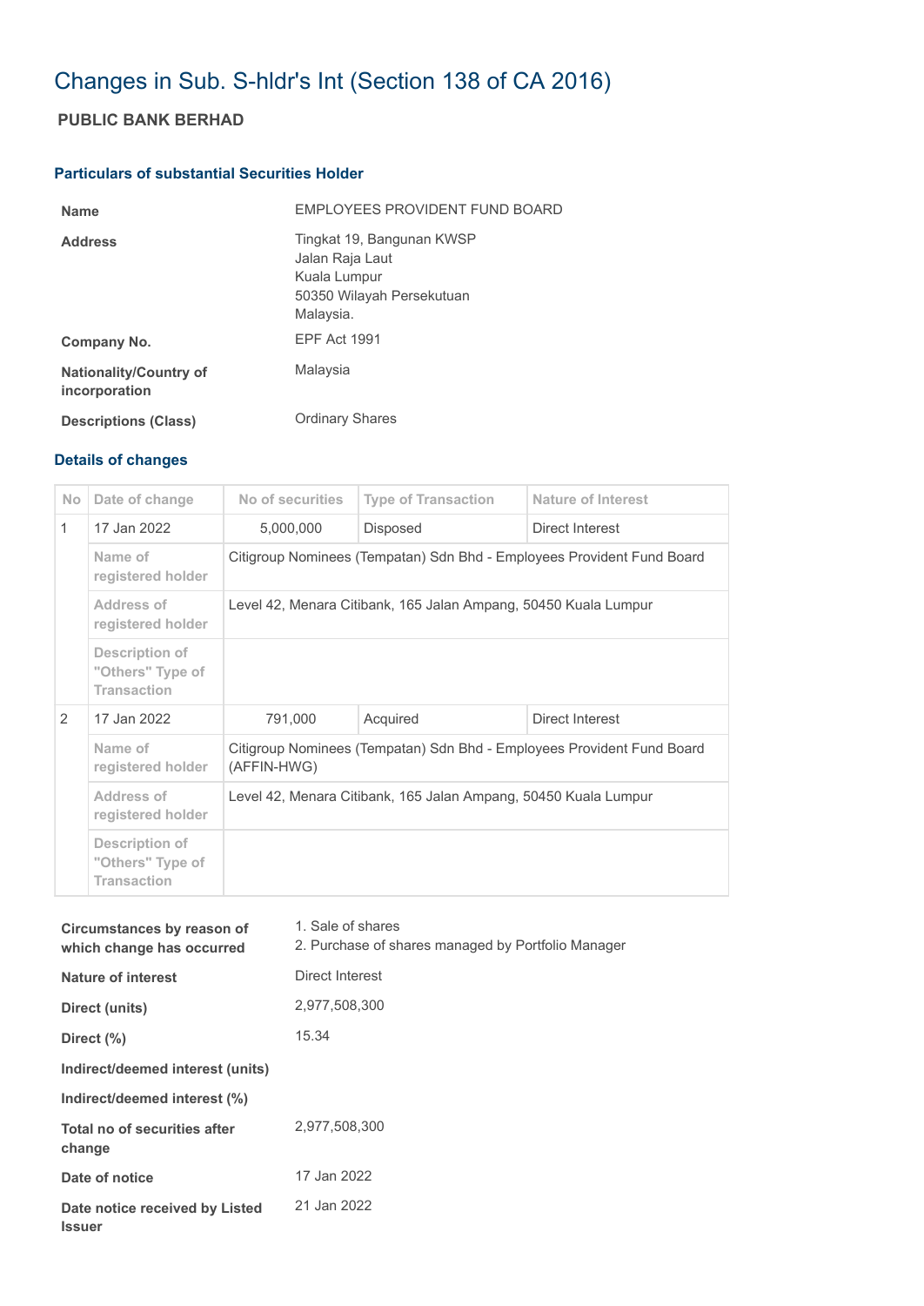# Changes in Sub. S-hldr's Int (Section 138 of CA 2016)

## PUBLIC BANK BERHAD

### Particulars of substantial Securities Holder

| | |
|---|---|
| **Name** | EMPLOYEES PROVIDENT FUND BOARD |
| **Address** | Tingkat 19, Bangunan KWSP<br>Jalan Raja Laut<br>Kuala Lumpur<br>50350 Wilayah Persekutuan<br>Malaysia. |
| **Company No.** | EPF Act 1991 |
| **Nationality/Country of incorporation** | Malaysia |
| **Descriptions (Class)** | Ordinary Shares |

### Details of changes

| No | Date of change | No of securities | Type of Transaction | Nature of Interest |
|---|---|---|---|---|
| 1 | 17 Jan 2022 | 5,000,000 | Disposed | Direct Interest |
| | Name of registered holder | Citigroup Nominees (Tempatan) Sdn Bhd - Employees Provident Fund Board | | |
| | Address of registered holder | Level 42, Menara Citibank, 165 Jalan Ampang, 50450 Kuala Lumpur | | |
| | Description of "Others" Type of Transaction | | | |
| 2 | 17 Jan 2022 | 791,000 | Acquired | Direct Interest |
| | Name of registered holder | Citigroup Nominees (Tempatan) Sdn Bhd - Employees Provident Fund Board (AFFIN-HWG) | | |
| | Address of registered holder | Level 42, Menara Citibank, 165 Jalan Ampang, 50450 Kuala Lumpur | | |
| | Description of "Others" Type of Transaction | | | |

| | |
|---|---|
| **Circumstances by reason of which change has occurred** | 1. Sale of shares<br>2. Purchase of shares managed by Portfolio Manager |
| **Nature of interest** | Direct Interest |
| **Direct (units)** | 2,977,508,300 |
| **Direct (%)** | 15.34 |
| **Indirect/deemed interest (units)** | |
| **Indirect/deemed interest (%)** | |
| **Total no of securities after change** | 2,977,508,300 |
| **Date of notice** | 17 Jan 2022 |
| **Date notice received by Listed Issuer** | 21 Jan 2022 |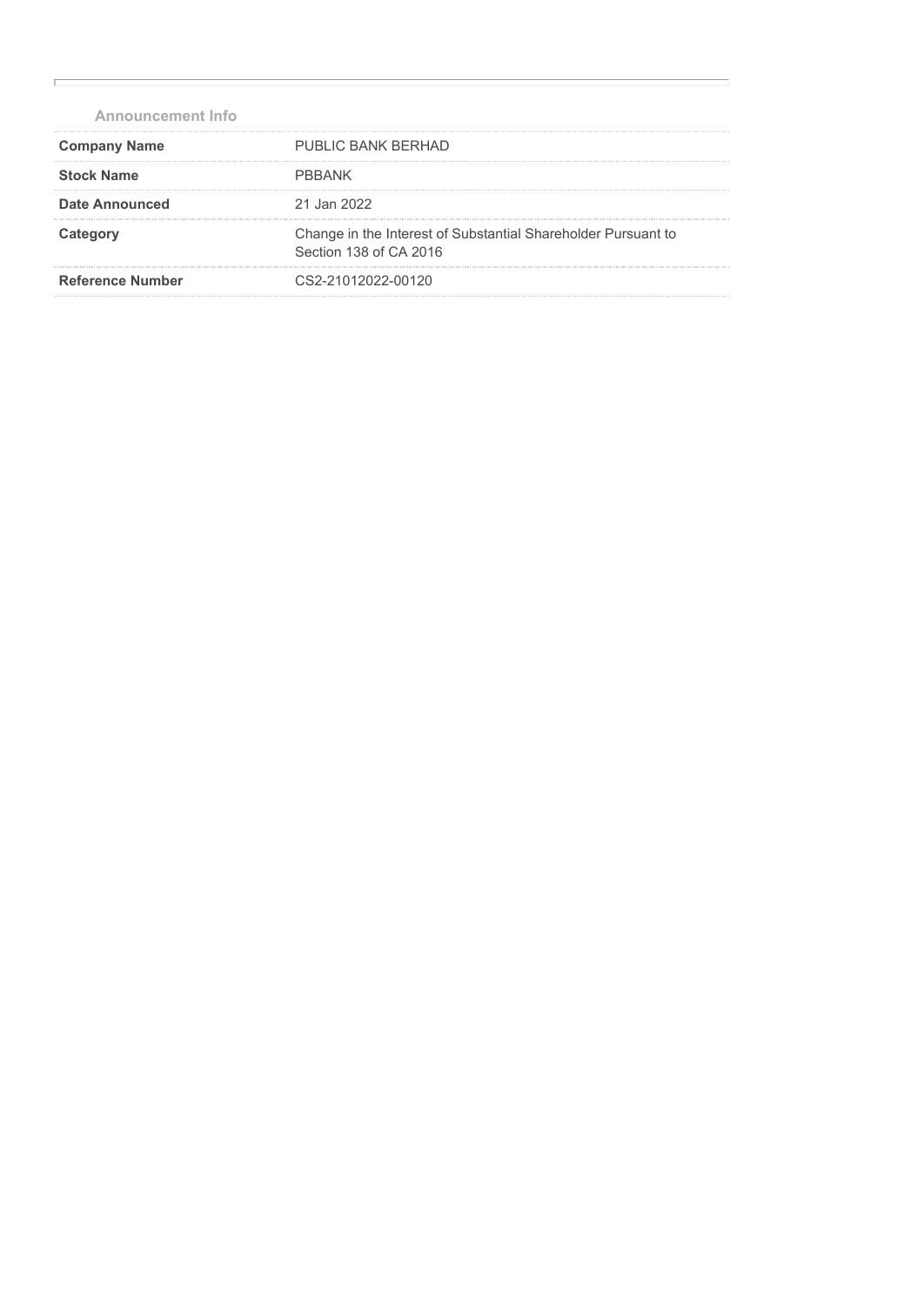### Announcement Info

| | |
|---|---|
| **Company Name** | PUBLIC BANK BERHAD |
| **Stock Name** | PBBANK |
| **Date Announced** | 21 Jan 2022 |
| **Category** | Change in the Interest of Substantial Shareholder Pursuant to Section 138 of CA 2016 |
| **Reference Number** | CS2-21012022-00120 |